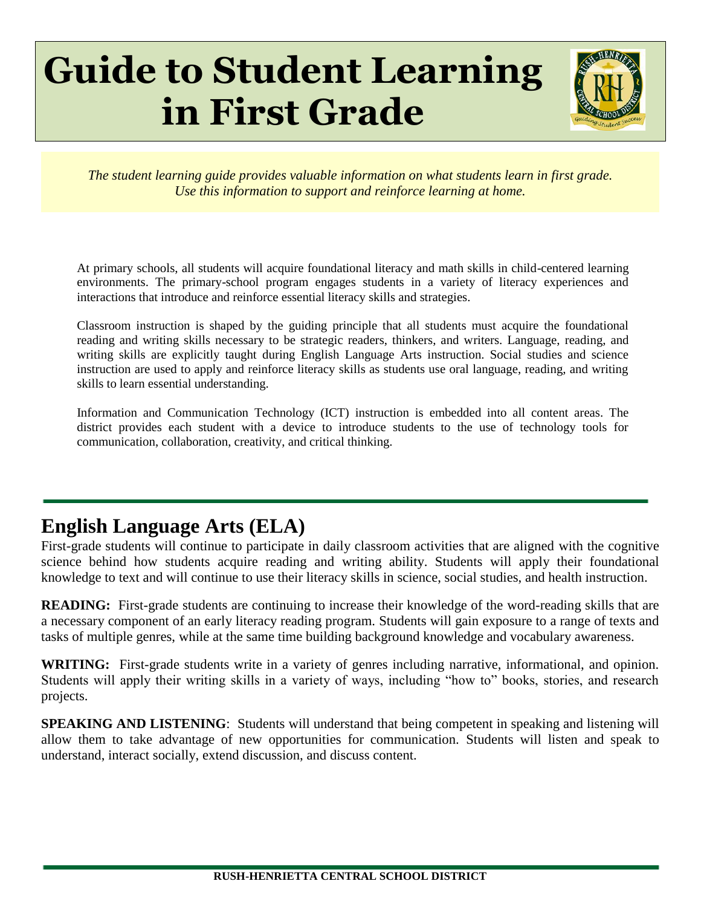# Guide to Student Learning in First Grade

*The student learning guide provides valuable information on what students learn in first grade. Use this information to support and reinforce learning at home.*

At primary schools, all students will acquire foundational literacy and math skills in child-centered learning environments. The primary-school program engages students in a variety of literacy experiences and interactions that introduce and reinforce essential literacy skills and strategies.

Classroom instruction is shaped by the guiding principle that all students must acquire the foundational reading and writing skills necessary to be strategic readers, thinkers, and writers. Language, reading, and writing skills are explicitly taught during English Language Arts instruction. Social studies and science instruction are used to apply and reinforce literacy skills as students use oral language, reading, and writing skills to learn essential understanding.

Information and Communication Technology (ICT) instruction is embedded into all content areas. The district provides each student with a device to introduce students to the use of technology tools for communication, collaboration, creativity, and critical thinking.

## English Language Arts (ELA)

First-grade students will continue to participate in daily classroom activities that are aligned with the cognitive science behind how students acquire reading and writing ability. Students will apply their foundational knowledge to text and will continue to use their literacy skills in science, social studies, and health instruction.

**READING:** First-grade students are continuing to increase their knowledge of the word-reading skills that are a necessary component of an early literacy reading program. Students will gain exposure to a range of texts and tasks of multiple genres, while at the same time building background knowledge and vocabulary awareness.

**WRITING:** First-grade students write in a variety of genres including narrative, informational, and opinion. Students will apply their writing skills in a variety of ways, including "how to" books, stories, and research projects.

**SPEAKING AND LISTENING**: Students will understand that being competent in speaking and listening will allow them to take advantage of new opportunities for communication. Students will listen and speak to understand, interact socially, extend discussion, and discuss content.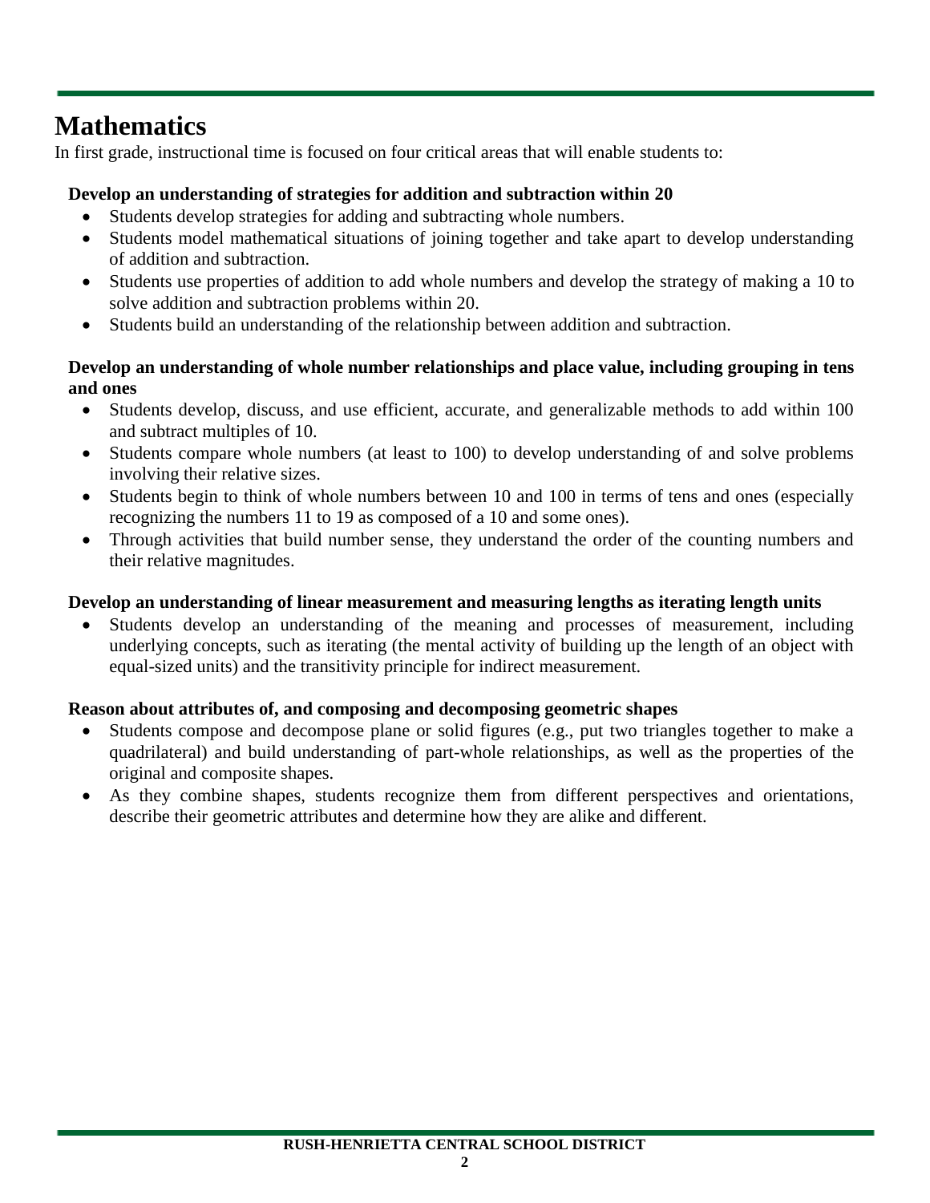# Mathematics

In first grade, instructional time is focused on four critical areas that will enable students to:

**Develop an understanding of strategies for addition and subtraction within 20**

- Students develop strategies for adding and subtracting whole numbers.
- Students model mathematical situations of joining together and take apart to develop understanding of addition and subtraction.
- Students use properties of addition to add whole numbers and develop the strategy of making a 10 to solve addition and subtraction problems within 20.
- Students build an understanding of the relationship between addition and subtraction.

**Develop an understanding of whole number relationships and place value, including grouping in tens and ones**

- Students develop, discuss, and use efficient, accurate, and generalizable methods to add within 100 and subtract multiples of 10.
- Students compare whole numbers (at least to 100) to develop understanding of and solve problems involving their relative sizes.
- Students begin to think of whole numbers between 10 and 100 in terms of tens and ones (especially recognizing the numbers 11 to 19 as composed of a 10 and some ones).
- Through activities that build number sense, they understand the order of the counting numbers and their relative magnitudes.

**Develop an understanding of linear measurement and measuring lengths as iterating length units**

- Students develop an understanding of the meaning and processes of measurement, including underlying concepts, such as iterating (the mental activity of building up the length of an object with equal-sized units) and the transitivity principle for indirect measurement.

**Reason about attributes of, and composing and decomposing geometric shapes**

- Students compose and decompose plane or solid figures (e.g., put two triangles together to make a quadrilateral) and build understanding of part-whole relationships, as well as the properties of the original and composite shapes.
- As they combine shapes, students recognize them from different perspectives and orientations, describe their geometric attributes and determine how they are alike and different.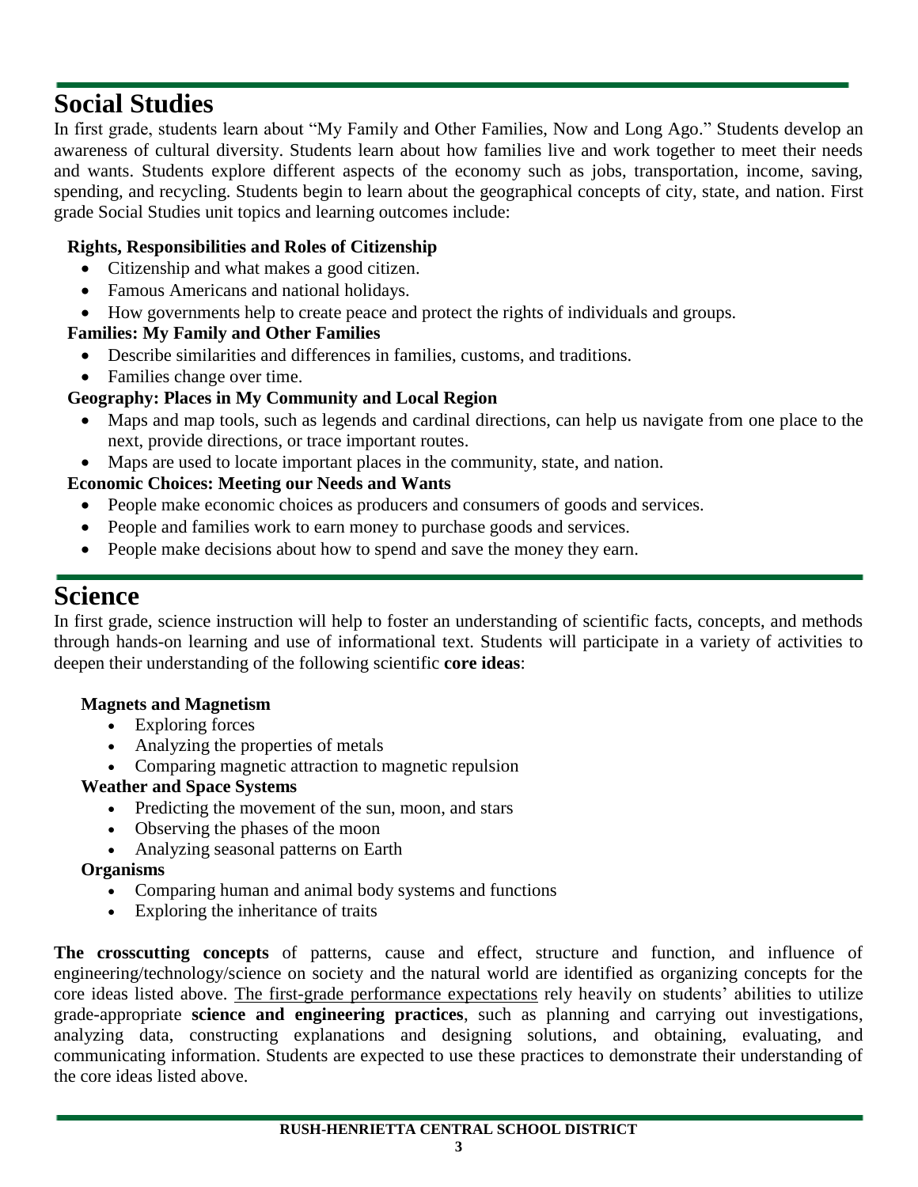## Social Studies

In first grade, students learn about "My Family and Other Families, Now and Long Ago." Students develop an awareness of cultural diversity. Students learn about how families live and work together to meet their needs and wants. Students explore different aspects of the economy such as jobs, transportation, income, saving, spending, and recycling. Students begin to learn about the geographical concepts of city, state, and nation. First grade Social Studies unit topics and learning outcomes include:

**Rights, Responsibilities and Roles of Citizenship**

- Citizenship and what makes a good citizen.
- Famous Americans and national holidays.
- How governments help to create peace and protect the rights of individuals and groups.

**Families: My Family and Other Families**

- Describe similarities and differences in families, customs, and traditions.
- Families change over time.

**Geography: Places in My Community and Local Region**

- Maps and map tools, such as legends and cardinal directions, can help us navigate from one place to the next, provide directions, or trace important routes.
- Maps are used to locate important places in the community, state, and nation.

**Economic Choices: Meeting our Needs and Wants**

- People make economic choices as producers and consumers of goods and services.
- People and families work to earn money to purchase goods and services.
- People make decisions about how to spend and save the money they earn.

## Science

In first grade, science instruction will help to foster an understanding of scientific facts, concepts, and methods through hands-on learning and use of informational text. Students will participate in a variety of activities to deepen their understanding of the following scientific **core ideas**:

**Magnets and Magnetism**

- Exploring forces
- Analyzing the properties of metals
- Comparing magnetic attraction to magnetic repulsion

**Weather and Space Systems**

- Predicting the movement of the sun, moon, and stars
- Observing the phases of the moon
- Analyzing seasonal patterns on Earth

**Organisms**

- Comparing human and animal body systems and functions
- Exploring the inheritance of traits

**The crosscutting concepts** of patterns, cause and effect, structure and function, and influence of engineering/technology/science on society and the natural world are identified as organizing concepts for the core ideas listed above. The first-grade performance expectations rely heavily on students' abilities to utilize grade-appropriate **science and engineering practices**, such as planning and carrying out investigations, analyzing data, constructing explanations and designing solutions, and obtaining, evaluating, and communicating information. Students are expected to use these practices to demonstrate their understanding of the core ideas listed above.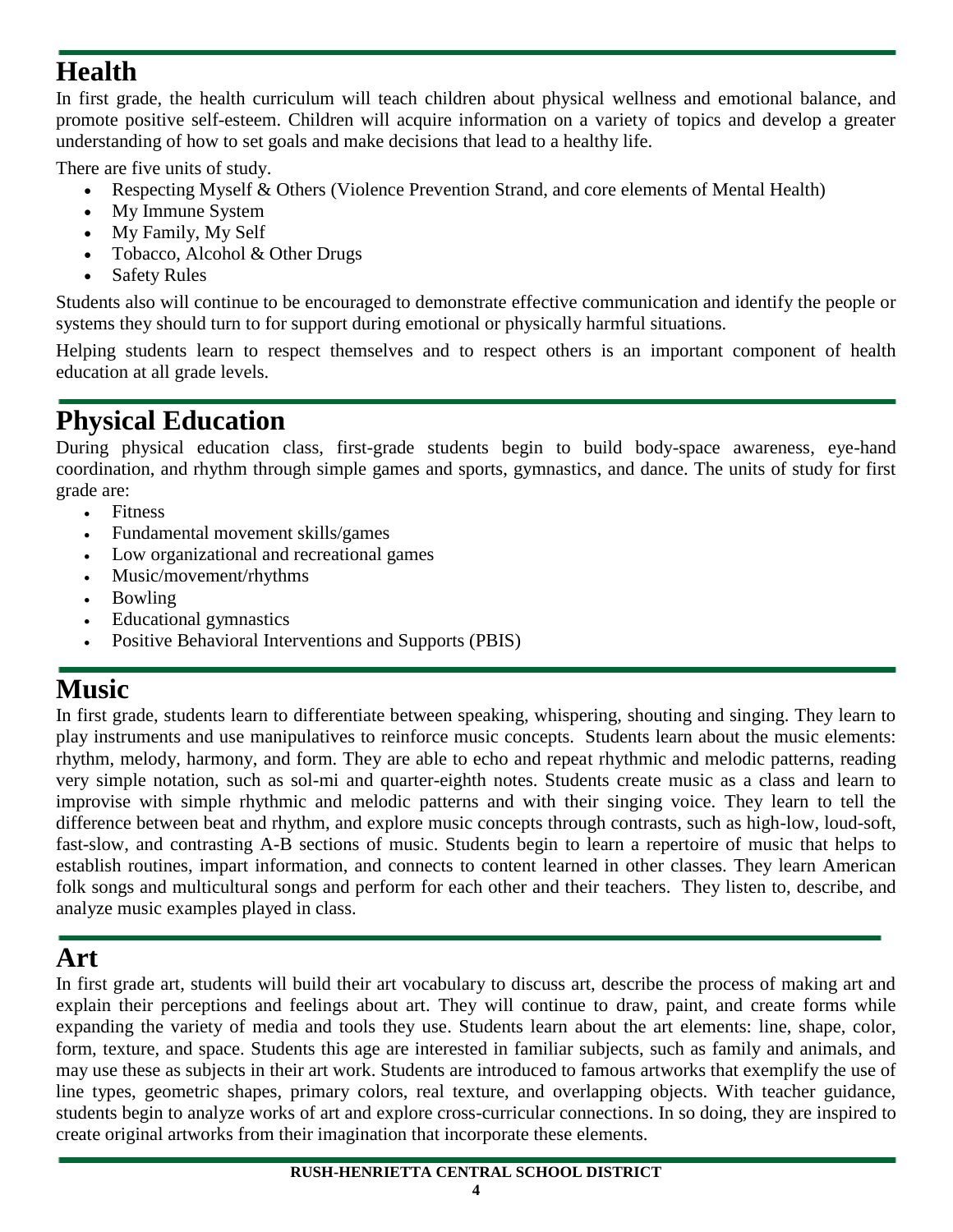## Health

In first grade, the health curriculum will teach children about physical wellness and emotional balance, and promote positive self-esteem. Children will acquire information on a variety of topics and develop a greater understanding of how to set goals and make decisions that lead to a healthy life.

There are five units of study.

- Respecting Myself & Others (Violence Prevention Strand, and core elements of Mental Health)
- My Immune System
- My Family, My Self
- Tobacco, Alcohol & Other Drugs
- Safety Rules

Students also will continue to be encouraged to demonstrate effective communication and identify the people or systems they should turn to for support during emotional or physically harmful situations.

Helping students learn to respect themselves and to respect others is an important component of health education at all grade levels.

## Physical Education

During physical education class, first-grade students begin to build body-space awareness, eye-hand coordination, and rhythm through simple games and sports, gymnastics, and dance. The units of study for first grade are:

- Fitness
- Fundamental movement skills/games
- Low organizational and recreational games
- Music/movement/rhythms
- Bowling
- Educational gymnastics
- Positive Behavioral Interventions and Supports (PBIS)

## Music

In first grade, students learn to differentiate between speaking, whispering, shouting and singing. They learn to play instruments and use manipulatives to reinforce music concepts. Students learn about the music elements: rhythm, melody, harmony, and form. They are able to echo and repeat rhythmic and melodic patterns, reading very simple notation, such as sol-mi and quarter-eighth notes. Students create music as a class and learn to improvise with simple rhythmic and melodic patterns and with their singing voice. They learn to tell the difference between beat and rhythm, and explore music concepts through contrasts, such as high-low, loud-soft, fast-slow, and contrasting A-B sections of music. Students begin to learn a repertoire of music that helps to establish routines, impart information, and connects to content learned in other classes. They learn American folk songs and multicultural songs and perform for each other and their teachers. They listen to, describe, and analyze music examples played in class.

## Art

In first grade art, students will build their art vocabulary to discuss art, describe the process of making art and explain their perceptions and feelings about art. They will continue to draw, paint, and create forms while expanding the variety of media and tools they use. Students learn about the art elements: line, shape, color, form, texture, and space. Students this age are interested in familiar subjects, such as family and animals, and may use these as subjects in their art work. Students are introduced to famous artworks that exemplify the use of line types, geometric shapes, primary colors, real texture, and overlapping objects. With teacher guidance, students begin to analyze works of art and explore cross-curricular connections. In so doing, they are inspired to create original artworks from their imagination that incorporate these elements.